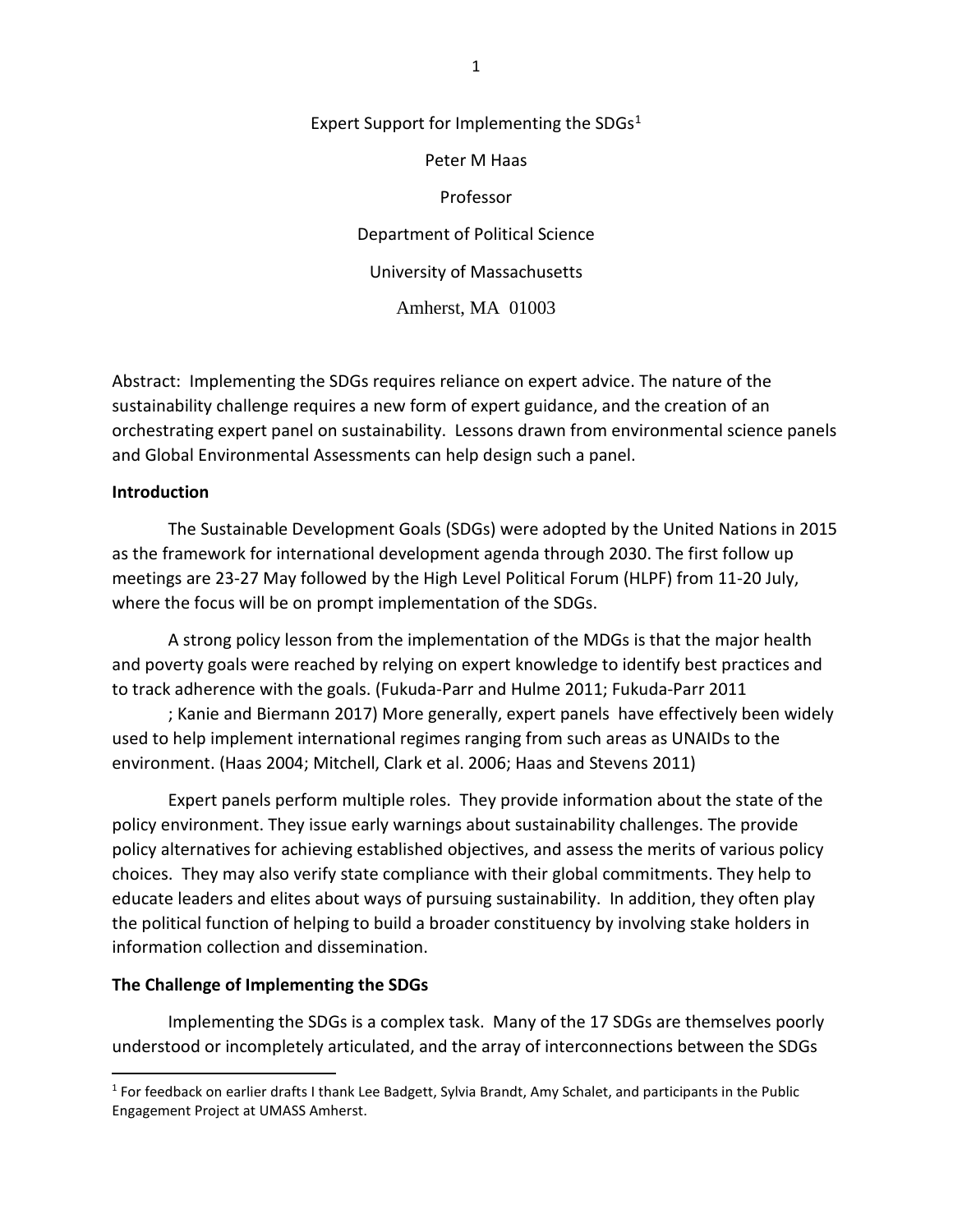# Expert Support for Implementing the SDGs[1]

Peter M Haas

Professor

Department of Political Science

University of Massachusetts

Amherst, MA 01003

Abstract: Implementing the SDGs requires reliance on expert advice. The nature of the sustainability challenge requires a new form of expert guidance, and the creation of an orchestrating expert panel on sustainability. Lessons drawn from environmental science panels and Global Environmental Assessments can help design such a panel.

## Introduction

The Sustainable Development Goals (SDGs) were adopted by the United Nations in 2015 as the framework for international development agenda through 2030. The first follow up meetings are 23-27 May followed by the High Level Political Forum (HLPF) from 11-20 July, where the focus will be on prompt implementation of the SDGs.

A strong policy lesson from the implementation of the MDGs is that the major health and poverty goals were reached by relying on expert knowledge to identify best practices and to track adherence with the goals. (Fukuda-Parr and Hulme 2011; Fukuda-Parr 2011 ; Kanie and Biermann 2017) More generally, expert panels have effectively been widely used to help implement international regimes ranging from such areas as UNAIDs to the environment. (Haas 2004; Mitchell, Clark et al. 2006; Haas and Stevens 2011)

Expert panels perform multiple roles. They provide information about the state of the policy environment. They issue early warnings about sustainability challenges. The provide policy alternatives for achieving established objectives, and assess the merits of various policy choices. They may also verify state compliance with their global commitments. They help to educate leaders and elites about ways of pursuing sustainability. In addition, they often play the political function of helping to build a broader constituency by involving stake holders in information collection and dissemination.

## The Challenge of Implementing the SDGs

Implementing the SDGs is a complex task. Many of the 17 SDGs are themselves poorly understood or incompletely articulated, and the array of interconnections between the SDGs

---

[1] For feedback on earlier drafts I thank Lee Badgett, Sylvia Brandt, Amy Schalet, and participants in the Public Engagement Project at UMASS Amherst.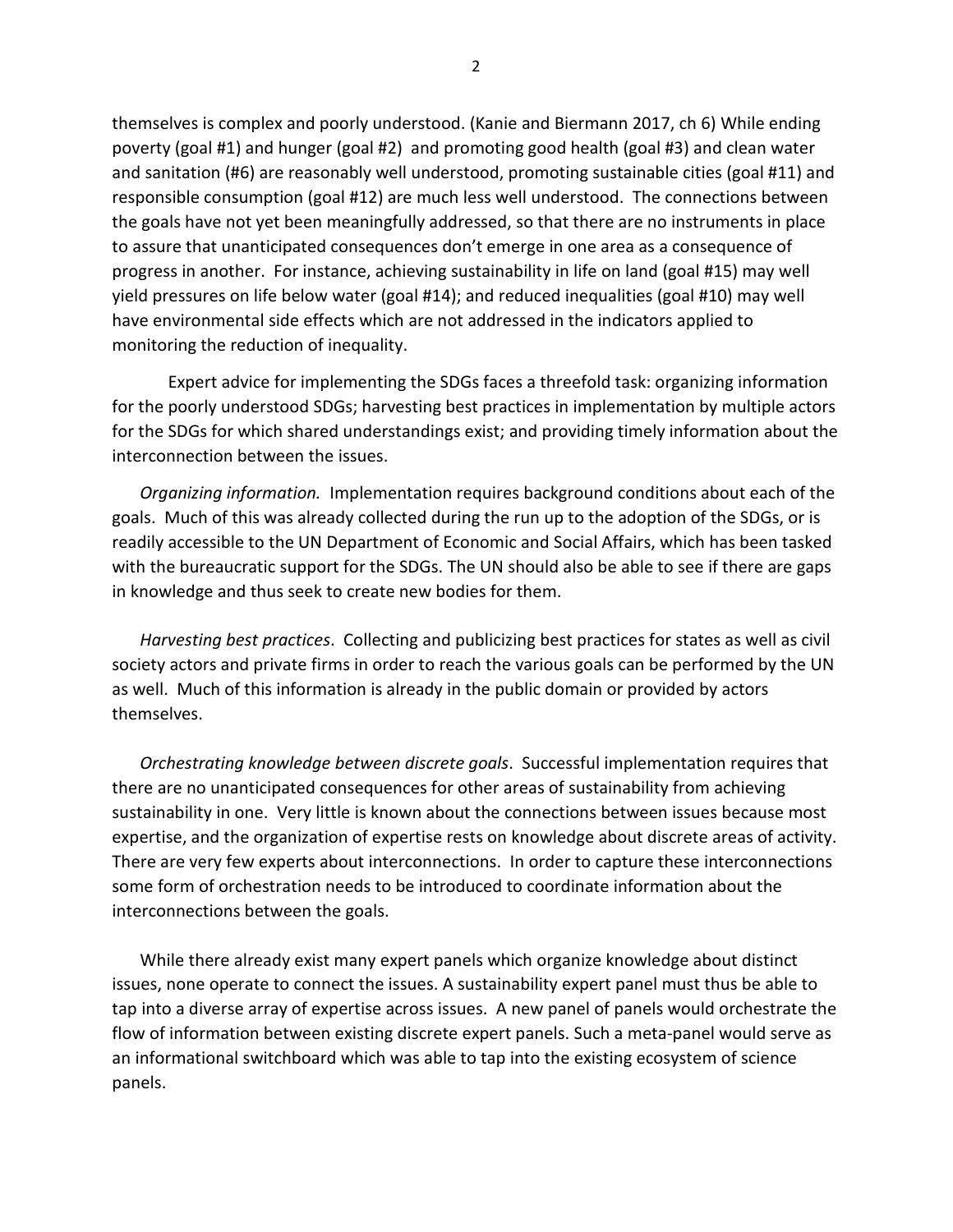themselves is complex and poorly understood. (Kanie and Biermann 2017, ch 6) While ending poverty (goal #1) and hunger (goal #2) and promoting good health (goal #3) and clean water and sanitation (#6) are reasonably well understood, promoting sustainable cities (goal #11) and responsible consumption (goal #12) are much less well understood. The connections between the goals have not yet been meaningfully addressed, so that there are no instruments in place to assure that unanticipated consequences don't emerge in one area as a consequence of progress in another. For instance, achieving sustainability in life on land (goal #15) may well yield pressures on life below water (goal #14); and reduced inequalities (goal #10) may well have environmental side effects which are not addressed in the indicators applied to monitoring the reduction of inequality.

Expert advice for implementing the SDGs faces a threefold task: organizing information for the poorly understood SDGs; harvesting best practices in implementation by multiple actors for the SDGs for which shared understandings exist; and providing timely information about the interconnection between the issues.

*Organizing information.* Implementation requires background conditions about each of the goals. Much of this was already collected during the run up to the adoption of the SDGs, or is readily accessible to the UN Department of Economic and Social Affairs, which has been tasked with the bureaucratic support for the SDGs. The UN should also be able to see if there are gaps in knowledge and thus seek to create new bodies for them.

*Harvesting best practices*. Collecting and publicizing best practices for states as well as civil society actors and private firms in order to reach the various goals can be performed by the UN as well. Much of this information is already in the public domain or provided by actors themselves.

*Orchestrating knowledge between discrete goals*. Successful implementation requires that there are no unanticipated consequences for other areas of sustainability from achieving sustainability in one. Very little is known about the connections between issues because most expertise, and the organization of expertise rests on knowledge about discrete areas of activity. There are very few experts about interconnections. In order to capture these interconnections some form of orchestration needs to be introduced to coordinate information about the interconnections between the goals.

While there already exist many expert panels which organize knowledge about distinct issues, none operate to connect the issues. A sustainability expert panel must thus be able to tap into a diverse array of expertise across issues. A new panel of panels would orchestrate the flow of information between existing discrete expert panels. Such a meta-panel would serve as an informational switchboard which was able to tap into the existing ecosystem of science panels.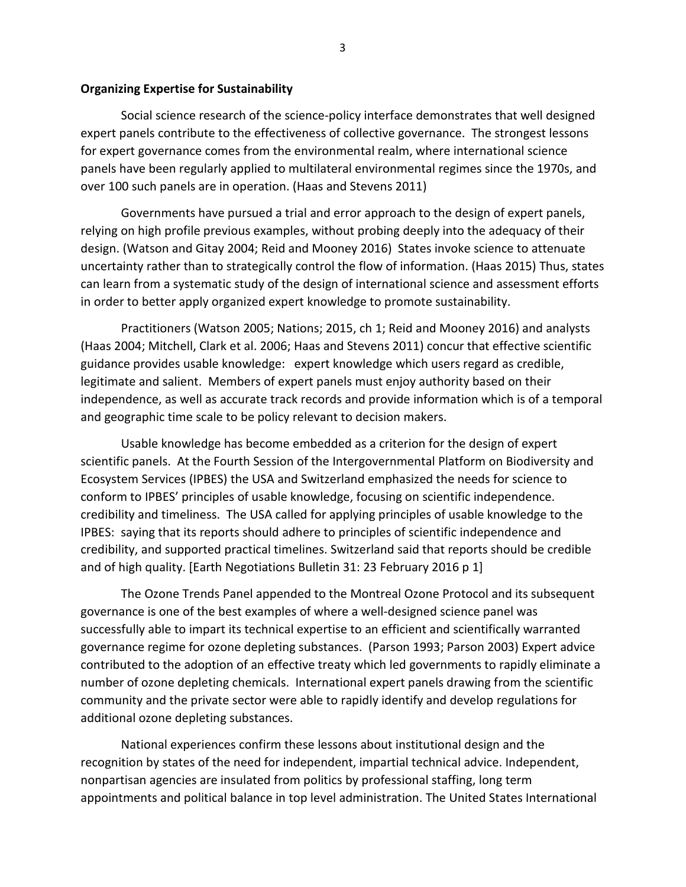**Organizing Expertise for Sustainability**

Social science research of the science-policy interface demonstrates that well designed expert panels contribute to the effectiveness of collective governance. The strongest lessons for expert governance comes from the environmental realm, where international science panels have been regularly applied to multilateral environmental regimes since the 1970s, and over 100 such panels are in operation. (Haas and Stevens 2011)

Governments have pursued a trial and error approach to the design of expert panels, relying on high profile previous examples, without probing deeply into the adequacy of their design. (Watson and Gitay 2004; Reid and Mooney 2016) States invoke science to attenuate uncertainty rather than to strategically control the flow of information. (Haas 2015) Thus, states can learn from a systematic study of the design of international science and assessment efforts in order to better apply organized expert knowledge to promote sustainability.

Practitioners (Watson 2005; Nations; 2015, ch 1; Reid and Mooney 2016) and analysts (Haas 2004; Mitchell, Clark et al. 2006; Haas and Stevens 2011) concur that effective scientific guidance provides usable knowledge: expert knowledge which users regard as credible, legitimate and salient. Members of expert panels must enjoy authority based on their independence, as well as accurate track records and provide information which is of a temporal and geographic time scale to be policy relevant to decision makers.

Usable knowledge has become embedded as a criterion for the design of expert scientific panels. At the Fourth Session of the Intergovernmental Platform on Biodiversity and Ecosystem Services (IPBES) the USA and Switzerland emphasized the needs for science to conform to IPBES' principles of usable knowledge, focusing on scientific independence. credibility and timeliness. The USA called for applying principles of usable knowledge to the IPBES: saying that its reports should adhere to principles of scientific independence and credibility, and supported practical timelines. Switzerland said that reports should be credible and of high quality. [Earth Negotiations Bulletin 31: 23 February 2016 p 1]

The Ozone Trends Panel appended to the Montreal Ozone Protocol and its subsequent governance is one of the best examples of where a well-designed science panel was successfully able to impart its technical expertise to an efficient and scientifically warranted governance regime for ozone depleting substances. (Parson 1993; Parson 2003) Expert advice contributed to the adoption of an effective treaty which led governments to rapidly eliminate a number of ozone depleting chemicals. International expert panels drawing from the scientific community and the private sector were able to rapidly identify and develop regulations for additional ozone depleting substances.

National experiences confirm these lessons about institutional design and the recognition by states of the need for independent, impartial technical advice. Independent, nonpartisan agencies are insulated from politics by professional staffing, long term appointments and political balance in top level administration. The United States International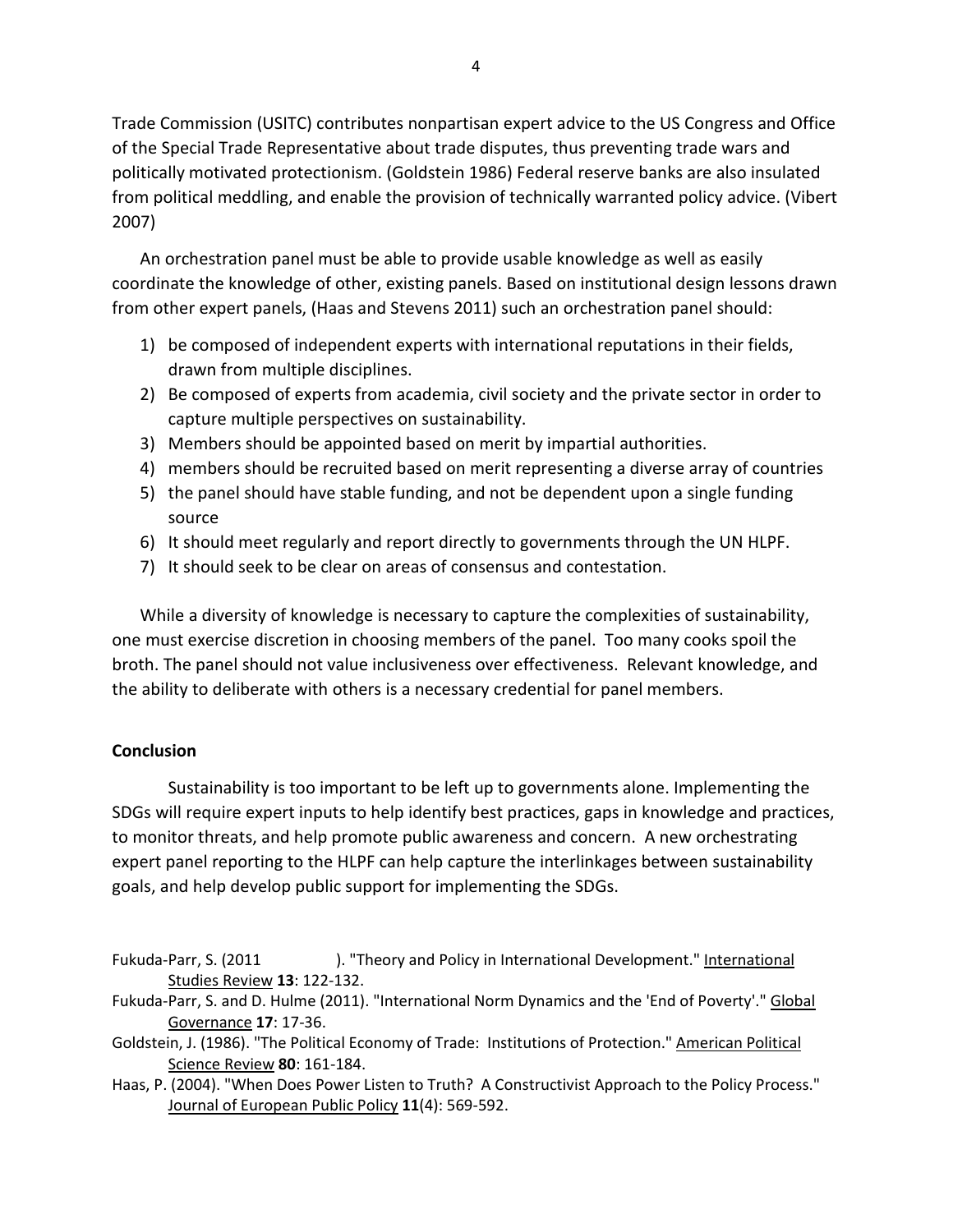Trade Commission (USITC) contributes nonpartisan expert advice to the US Congress and Office of the Special Trade Representative about trade disputes, thus preventing trade wars and politically motivated protectionism. (Goldstein 1986) Federal reserve banks are also insulated from political meddling, and enable the provision of technically warranted policy advice. (Vibert 2007)

An orchestration panel must be able to provide usable knowledge as well as easily coordinate the knowledge of other, existing panels. Based on institutional design lessons drawn from other expert panels, (Haas and Stevens 2011) such an orchestration panel should:

1) be composed of independent experts with international reputations in their fields, drawn from multiple disciplines.
2) Be composed of experts from academia, civil society and the private sector in order to capture multiple perspectives on sustainability.
3) Members should be appointed based on merit by impartial authorities.
4) members should be recruited based on merit representing a diverse array of countries
5) the panel should have stable funding, and not be dependent upon a single funding source
6) It should meet regularly and report directly to governments through the UN HLPF.
7) It should seek to be clear on areas of consensus and contestation.

While a diversity of knowledge is necessary to capture the complexities of sustainability, one must exercise discretion in choosing members of the panel. Too many cooks spoil the broth. The panel should not value inclusiveness over effectiveness. Relevant knowledge, and the ability to deliberate with others is a necessary credential for panel members.

**Conclusion**

Sustainability is too important to be left up to governments alone. Implementing the SDGs will require expert inputs to help identify best practices, gaps in knowledge and practices, to monitor threats, and help promote public awareness and concern. A new orchestrating expert panel reporting to the HLPF can help capture the interlinkages between sustainability goals, and help develop public support for implementing the SDGs.

Fukuda-Parr, S. (2011 ). "Theory and Policy in International Development." International Studies Review **13**: 122-132.

Fukuda-Parr, S. and D. Hulme (2011). "International Norm Dynamics and the 'End of Poverty'." Global Governance **17**: 17-36.

Goldstein, J. (1986). "The Political Economy of Trade: Institutions of Protection." American Political Science Review **80**: 161-184.

Haas, P. (2004). "When Does Power Listen to Truth? A Constructivist Approach to the Policy Process." Journal of European Public Policy **11**(4): 569-592.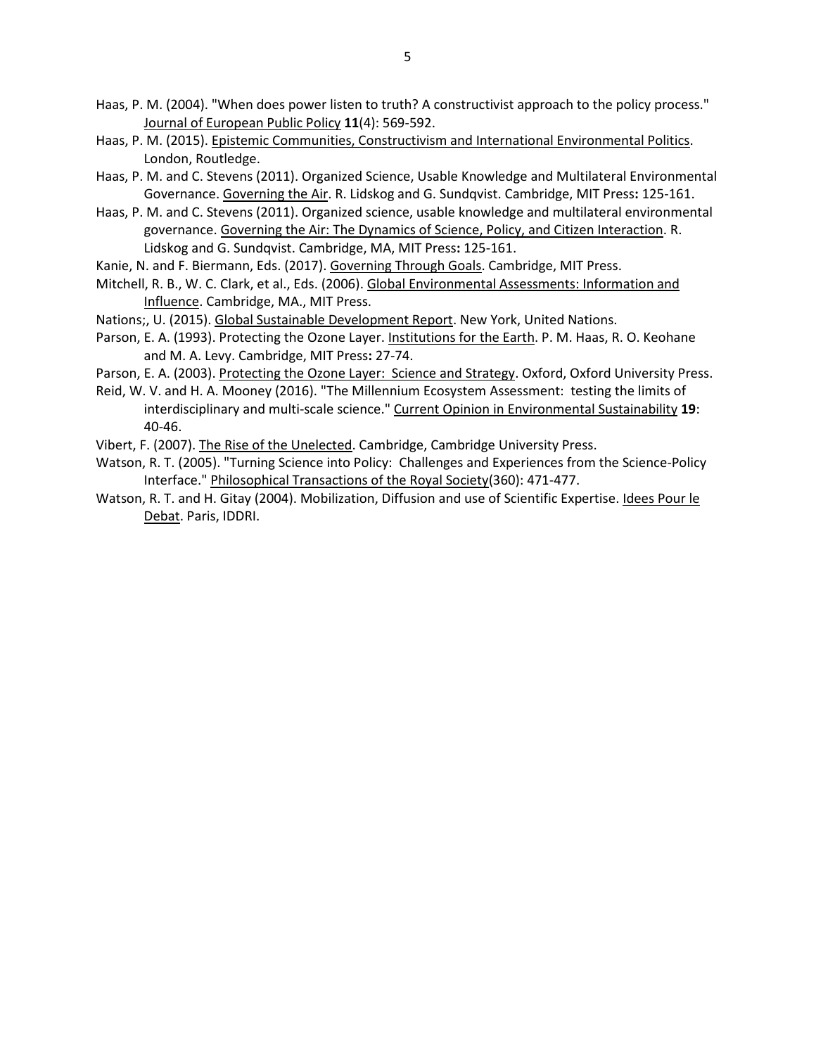Haas, P. M. (2004). "When does power listen to truth? A constructivist approach to the policy process." Journal of European Public Policy **11**(4): 569-592.

Haas, P. M. (2015). Epistemic Communities, Constructivism and International Environmental Politics. London, Routledge.

Haas, P. M. and C. Stevens (2011). Organized Science, Usable Knowledge and Multilateral Environmental Governance. Governing the Air. R. Lidskog and G. Sundqvist. Cambridge, MIT Press**:** 125-161.

Haas, P. M. and C. Stevens (2011). Organized science, usable knowledge and multilateral environmental governance. Governing the Air: The Dynamics of Science, Policy, and Citizen Interaction. R. Lidskog and G. Sundqvist. Cambridge, MA, MIT Press**:** 125-161.

Kanie, N. and F. Biermann, Eds. (2017). Governing Through Goals. Cambridge, MIT Press.

Mitchell, R. B., W. C. Clark, et al., Eds. (2006). Global Environmental Assessments: Information and Influence. Cambridge, MA., MIT Press.

Nations;, U. (2015). Global Sustainable Development Report. New York, United Nations.

Parson, E. A. (1993). Protecting the Ozone Layer. Institutions for the Earth. P. M. Haas, R. O. Keohane and M. A. Levy. Cambridge, MIT Press**:** 27-74.

Parson, E. A. (2003). Protecting the Ozone Layer: Science and Strategy. Oxford, Oxford University Press.

Reid, W. V. and H. A. Mooney (2016). "The Millennium Ecosystem Assessment: testing the limits of interdisciplinary and multi-scale science." Current Opinion in Environmental Sustainability **19**: 40-46.

Vibert, F. (2007). The Rise of the Unelected. Cambridge, Cambridge University Press.

Watson, R. T. (2005). "Turning Science into Policy: Challenges and Experiences from the Science-Policy Interface." Philosophical Transactions of the Royal Society(360): 471-477.

Watson, R. T. and H. Gitay (2004). Mobilization, Diffusion and use of Scientific Expertise. Idees Pour le Debat. Paris, IDDRI.